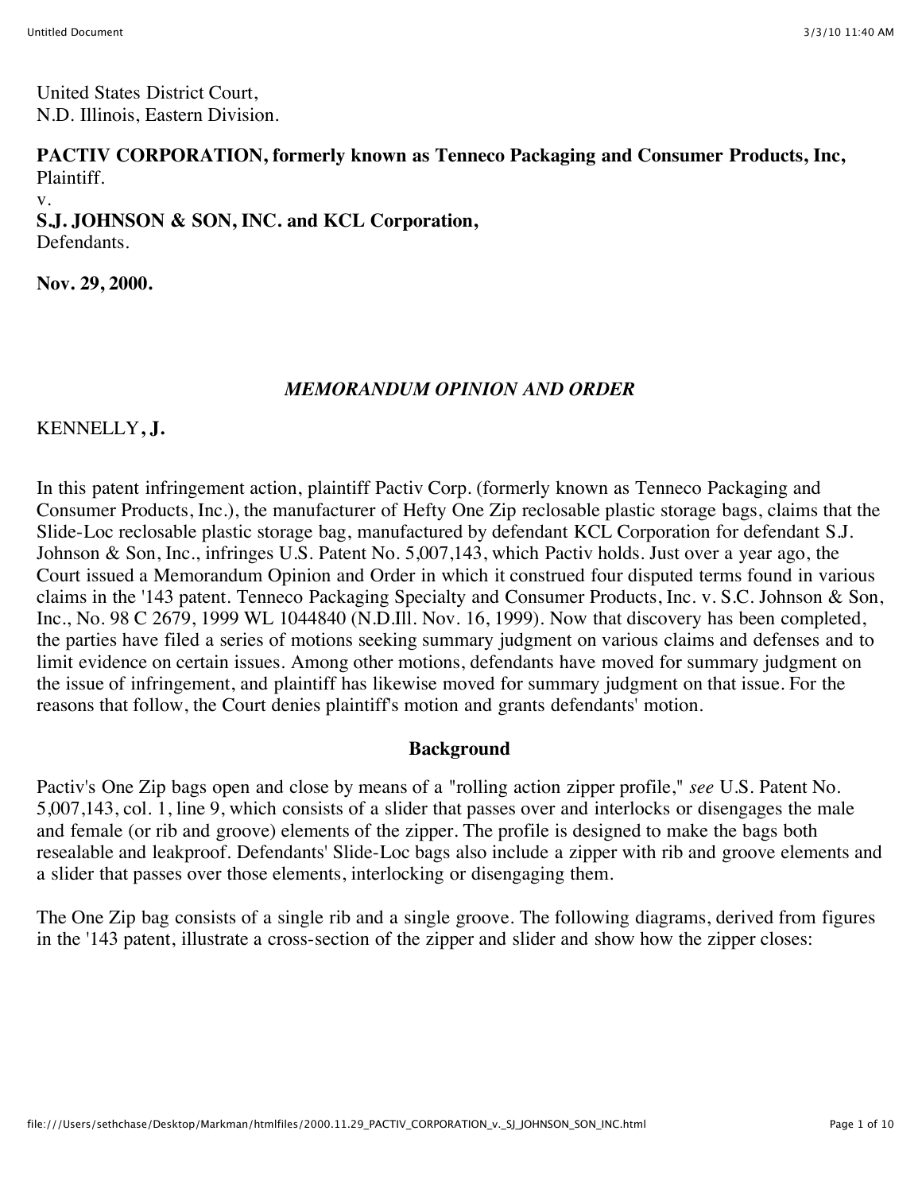United States District Court,
N.D. Illinois, Eastern Division.

**PACTIV CORPORATION, formerly known as Tenneco Packaging and Consumer Products, Inc,**
Plaintiff.
v.
**S.J. JOHNSON & SON, INC. and KCL Corporation,**
Defendants.

**Nov. 29, 2000.**

## *MEMORANDUM OPINION AND ORDER*

KENNELLY**, J.**

In this patent infringement action, plaintiff Pactiv Corp. (formerly known as Tenneco Packaging and Consumer Products, Inc.), the manufacturer of Hefty One Zip reclosable plastic storage bags, claims that the Slide-Loc reclosable plastic storage bag, manufactured by defendant KCL Corporation for defendant S.J. Johnson & Son, Inc., infringes U.S. Patent No. 5,007,143, which Pactiv holds. Just over a year ago, the Court issued a Memorandum Opinion and Order in which it construed four disputed terms found in various claims in the '143 patent. Tenneco Packaging Specialty and Consumer Products, Inc. v. S.C. Johnson & Son, Inc., No. 98 C 2679, 1999 WL 1044840 (N.D.Ill. Nov. 16, 1999). Now that discovery has been completed, the parties have filed a series of motions seeking summary judgment on various claims and defenses and to limit evidence on certain issues. Among other motions, defendants have moved for summary judgment on the issue of infringement, and plaintiff has likewise moved for summary judgment on that issue. For the reasons that follow, the Court denies plaintiff's motion and grants defendants' motion.

### Background

Pactiv's One Zip bags open and close by means of a "rolling action zipper profile," *see* U.S. Patent No. 5,007,143, col. 1, line 9, which consists of a slider that passes over and interlocks or disengages the male and female (or rib and groove) elements of the zipper. The profile is designed to make the bags both resealable and leakproof. Defendants' Slide-Loc bags also include a zipper with rib and groove elements and a slider that passes over those elements, interlocking or disengaging them.

The One Zip bag consists of a single rib and a single groove. The following diagrams, derived from figures in the '143 patent, illustrate a cross-section of the zipper and slider and show how the zipper closes: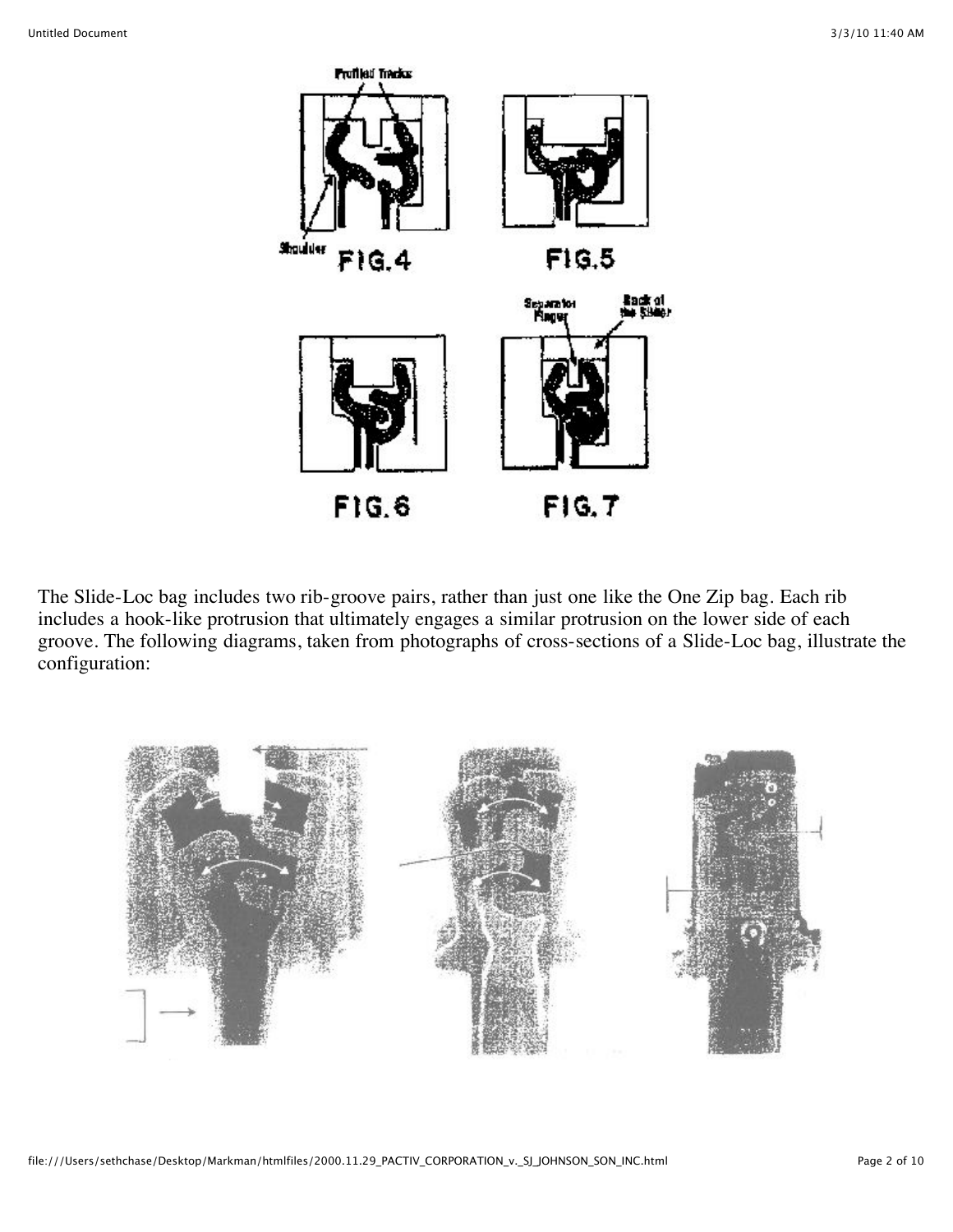FIG.4

FIG.5

FIG.6

FIG.7

The Slide-Loc bag includes two rib-groove pairs, rather than just one like the One Zip bag. Each rib includes a hook-like protrusion that ultimately engages a similar protrusion on the lower side of each groove. The following diagrams, taken from photographs of cross-sections of a Slide-Loc bag, illustrate the configuration: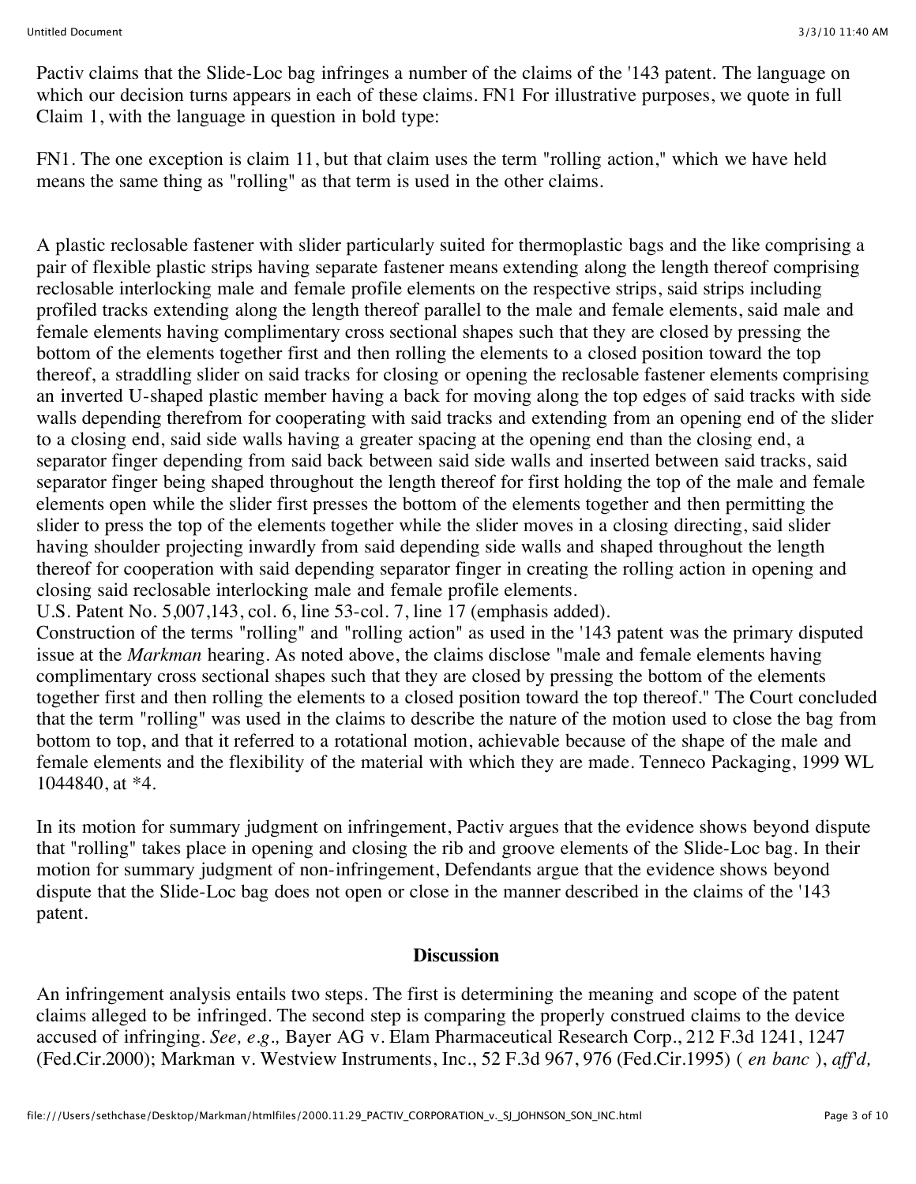Pactiv claims that the Slide-Loc bag infringes a number of the claims of the '143 patent. The language on which our decision turns appears in each of these claims. FN1 For illustrative purposes, we quote in full Claim 1, with the language in question in bold type:

FN1. The one exception is claim 11, but that claim uses the term "rolling action," which we have held means the same thing as "rolling" as that term is used in the other claims.

A plastic reclosable fastener with slider particularly suited for thermoplastic bags and the like comprising a pair of flexible plastic strips having separate fastener means extending along the length thereof comprising reclosable interlocking male and female profile elements on the respective strips, said strips including profiled tracks extending along the length thereof parallel to the male and female elements, said male and female elements having complimentary cross sectional shapes such that they are closed by pressing the bottom of the elements together first and then rolling the elements to a closed position toward the top thereof, a straddling slider on said tracks for closing or opening the reclosable fastener elements comprising an inverted U-shaped plastic member having a back for moving along the top edges of said tracks with side walls depending therefrom for cooperating with said tracks and extending from an opening end of the slider to a closing end, said side walls having a greater spacing at the opening end than the closing end, a separator finger depending from said back between said side walls and inserted between said tracks, said separator finger being shaped throughout the length thereof for first holding the top of the male and female elements open while the slider first presses the bottom of the elements together and then permitting the slider to press the top of the elements together while the slider moves in a closing directing, said slider having shoulder projecting inwardly from said depending side walls and shaped throughout the length thereof for cooperation with said depending separator finger in creating the rolling action in opening and closing said reclosable interlocking male and female profile elements.

U.S. Patent No. 5,007,143, col. 6, line 53-col. 7, line 17 (emphasis added).

Construction of the terms "rolling" and "rolling action" as used in the '143 patent was the primary disputed issue at the *Markman* hearing. As noted above, the claims disclose "male and female elements having complimentary cross sectional shapes such that they are closed by pressing the bottom of the elements together first and then rolling the elements to a closed position toward the top thereof." The Court concluded that the term "rolling" was used in the claims to describe the nature of the motion used to close the bag from bottom to top, and that it referred to a rotational motion, achievable because of the shape of the male and female elements and the flexibility of the material with which they are made. Tenneco Packaging, 1999 WL 1044840, at *4.

In its motion for summary judgment on infringement, Pactiv argues that the evidence shows beyond dispute that "rolling" takes place in opening and closing the rib and groove elements of the Slide-Loc bag. In their motion for summary judgment of non-infringement, Defendants argue that the evidence shows beyond dispute that the Slide-Loc bag does not open or close in the manner described in the claims of the '143 patent.

## Discussion

An infringement analysis entails two steps. The first is determining the meaning and scope of the patent claims alleged to be infringed. The second step is comparing the properly construed claims to the device accused of infringing. *See, e.g.,* Bayer AG v. Elam Pharmaceutical Research Corp., 212 F.3d 1241, 1247 (Fed.Cir.2000); Markman v. Westview Instruments, Inc., 52 F.3d 967, 976 (Fed.Cir.1995) ( *en banc* ), *aff'd,*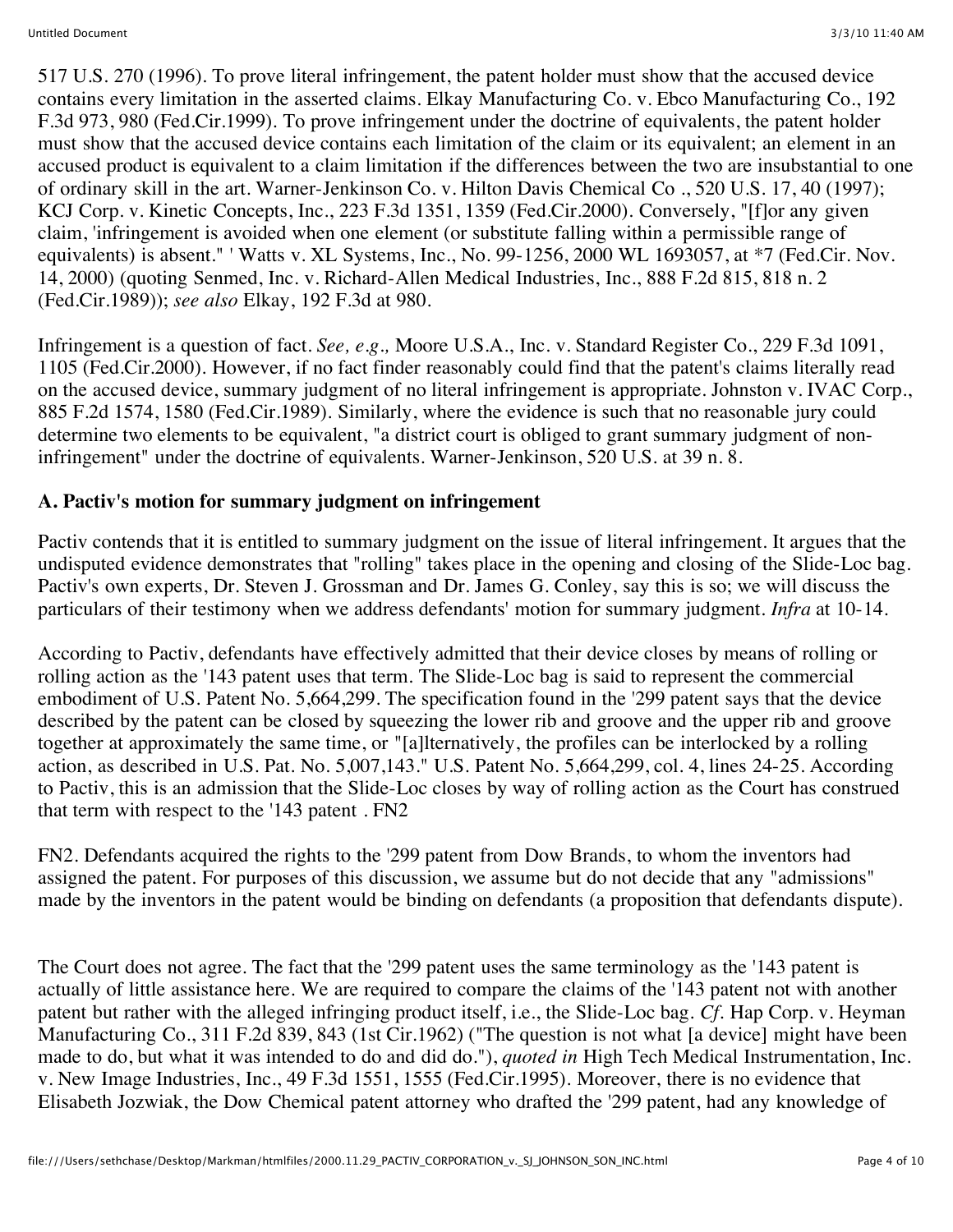517 U.S. 270 (1996). To prove literal infringement, the patent holder must show that the accused device contains every limitation in the asserted claims. Elkay Manufacturing Co. v. Ebco Manufacturing Co., 192 F.3d 973, 980 (Fed.Cir.1999). To prove infringement under the doctrine of equivalents, the patent holder must show that the accused device contains each limitation of the claim or its equivalent; an element in an accused product is equivalent to a claim limitation if the differences between the two are insubstantial to one of ordinary skill in the art. Warner-Jenkinson Co. v. Hilton Davis Chemical Co ., 520 U.S. 17, 40 (1997); KCJ Corp. v. Kinetic Concepts, Inc., 223 F.3d 1351, 1359 (Fed.Cir.2000). Conversely, "[f]or any given claim, 'infringement is avoided when one element (or substitute falling within a permissible range of equivalents) is absent." ' Watts v. XL Systems, Inc., No. 99-1256, 2000 WL 1693057, at *7 (Fed.Cir. Nov. 14, 2000) (quoting Senmed, Inc. v. Richard-Allen Medical Industries, Inc., 888 F.2d 815, 818 n. 2 (Fed.Cir.1989)); *see also* Elkay, 192 F.3d at 980.

Infringement is a question of fact. *See, e.g.,* Moore U.S.A., Inc. v. Standard Register Co., 229 F.3d 1091, 1105 (Fed.Cir.2000). However, if no fact finder reasonably could find that the patent's claims literally read on the accused device, summary judgment of no literal infringement is appropriate. Johnston v. IVAC Corp., 885 F.2d 1574, 1580 (Fed.Cir.1989). Similarly, where the evidence is such that no reasonable jury could determine two elements to be equivalent, "a district court is obliged to grant summary judgment of non-infringement" under the doctrine of equivalents. Warner-Jenkinson, 520 U.S. at 39 n. 8.

**A. Pactiv's motion for summary judgment on infringement**

Pactiv contends that it is entitled to summary judgment on the issue of literal infringement. It argues that the undisputed evidence demonstrates that "rolling" takes place in the opening and closing of the Slide-Loc bag. Pactiv's own experts, Dr. Steven J. Grossman and Dr. James G. Conley, say this is so; we will discuss the particulars of their testimony when we address defendants' motion for summary judgment. *Infra* at 10-14.

According to Pactiv, defendants have effectively admitted that their device closes by means of rolling or rolling action as the '143 patent uses that term. The Slide-Loc bag is said to represent the commercial embodiment of U.S. Patent No. 5,664,299. The specification found in the '299 patent says that the device described by the patent can be closed by squeezing the lower rib and groove and the upper rib and groove together at approximately the same time, or "[a]lternatively, the profiles can be interlocked by a rolling action, as described in U.S. Pat. No. 5,007,143." U.S. Patent No. 5,664,299, col. 4, lines 24-25. According to Pactiv, this is an admission that the Slide-Loc closes by way of rolling action as the Court has construed that term with respect to the '143 patent . FN2

FN2. Defendants acquired the rights to the '299 patent from Dow Brands, to whom the inventors had assigned the patent. For purposes of this discussion, we assume but do not decide that any "admissions" made by the inventors in the patent would be binding on defendants (a proposition that defendants dispute).

The Court does not agree. The fact that the '299 patent uses the same terminology as the '143 patent is actually of little assistance here. We are required to compare the claims of the '143 patent not with another patent but rather with the alleged infringing product itself, i.e., the Slide-Loc bag. *Cf.* Hap Corp. v. Heyman Manufacturing Co., 311 F.2d 839, 843 (1st Cir.1962) ("The question is not what [a device] might have been made to do, but what it was intended to do and did do."), *quoted in* High Tech Medical Instrumentation, Inc. v. New Image Industries, Inc., 49 F.3d 1551, 1555 (Fed.Cir.1995). Moreover, there is no evidence that Elisabeth Jozwiak, the Dow Chemical patent attorney who drafted the '299 patent, had any knowledge of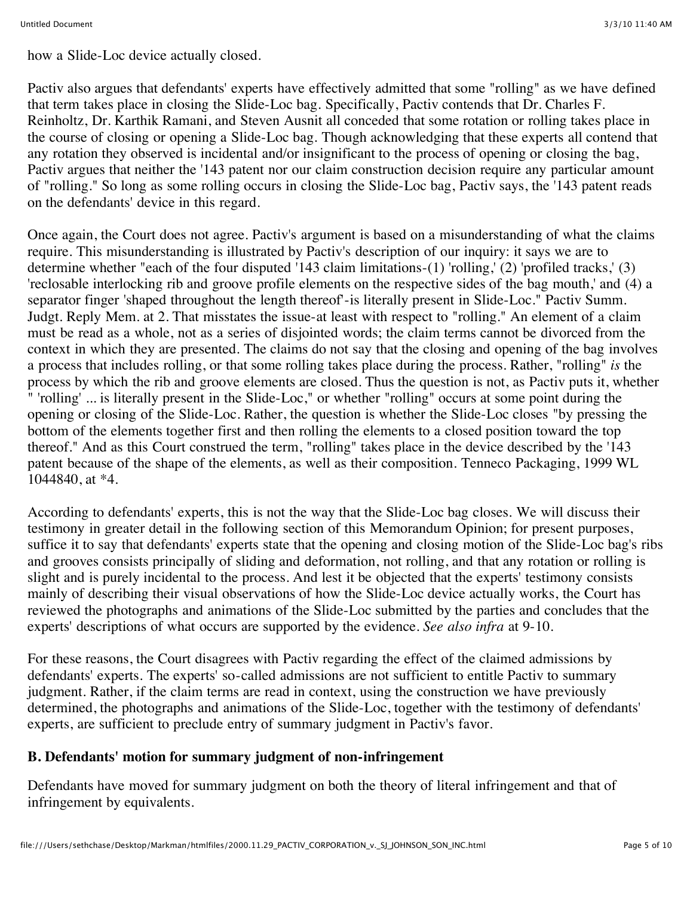how a Slide-Loc device actually closed.

Pactiv also argues that defendants' experts have effectively admitted that some "rolling" as we have defined that term takes place in closing the Slide-Loc bag. Specifically, Pactiv contends that Dr. Charles F. Reinholtz, Dr. Karthik Ramani, and Steven Ausnit all conceded that some rotation or rolling takes place in the course of closing or opening a Slide-Loc bag. Though acknowledging that these experts all contend that any rotation they observed is incidental and/or insignificant to the process of opening or closing the bag, Pactiv argues that neither the '143 patent nor our claim construction decision require any particular amount of "rolling." So long as some rolling occurs in closing the Slide-Loc bag, Pactiv says, the '143 patent reads on the defendants' device in this regard.

Once again, the Court does not agree. Pactiv's argument is based on a misunderstanding of what the claims require. This misunderstanding is illustrated by Pactiv's description of our inquiry: it says we are to determine whether "each of the four disputed '143 claim limitations-(1) 'rolling,' (2) 'profiled tracks,' (3) 'reclosable interlocking rib and groove profile elements on the respective sides of the bag mouth,' and (4) a separator finger 'shaped throughout the length thereof'-is literally present in Slide-Loc." Pactiv Summ. Judgt. Reply Mem. at 2. That misstates the issue-at least with respect to "rolling." An element of a claim must be read as a whole, not as a series of disjointed words; the claim terms cannot be divorced from the context in which they are presented. The claims do not say that the closing and opening of the bag involves a process that includes rolling, or that some rolling takes place during the process. Rather, "rolling" *is* the process by which the rib and groove elements are closed. Thus the question is not, as Pactiv puts it, whether " 'rolling' ... is literally present in the Slide-Loc," or whether "rolling" occurs at some point during the opening or closing of the Slide-Loc. Rather, the question is whether the Slide-Loc closes "by pressing the bottom of the elements together first and then rolling the elements to a closed position toward the top thereof." And as this Court construed the term, "rolling" takes place in the device described by the '143 patent because of the shape of the elements, as well as their composition. Tenneco Packaging, 1999 WL 1044840, at *4.

According to defendants' experts, this is not the way that the Slide-Loc bag closes. We will discuss their testimony in greater detail in the following section of this Memorandum Opinion; for present purposes, suffice it to say that defendants' experts state that the opening and closing motion of the Slide-Loc bag's ribs and grooves consists principally of sliding and deformation, not rolling, and that any rotation or rolling is slight and is purely incidental to the process. And lest it be objected that the experts' testimony consists mainly of describing their visual observations of how the Slide-Loc device actually works, the Court has reviewed the photographs and animations of the Slide-Loc submitted by the parties and concludes that the experts' descriptions of what occurs are supported by the evidence. *See also infra* at 9-10.

For these reasons, the Court disagrees with Pactiv regarding the effect of the claimed admissions by defendants' experts. The experts' so-called admissions are not sufficient to entitle Pactiv to summary judgment. Rather, if the claim terms are read in context, using the construction we have previously determined, the photographs and animations of the Slide-Loc, together with the testimony of defendants' experts, are sufficient to preclude entry of summary judgment in Pactiv's favor.

**B. Defendants' motion for summary judgment of non-infringement**

Defendants have moved for summary judgment on both the theory of literal infringement and that of infringement by equivalents.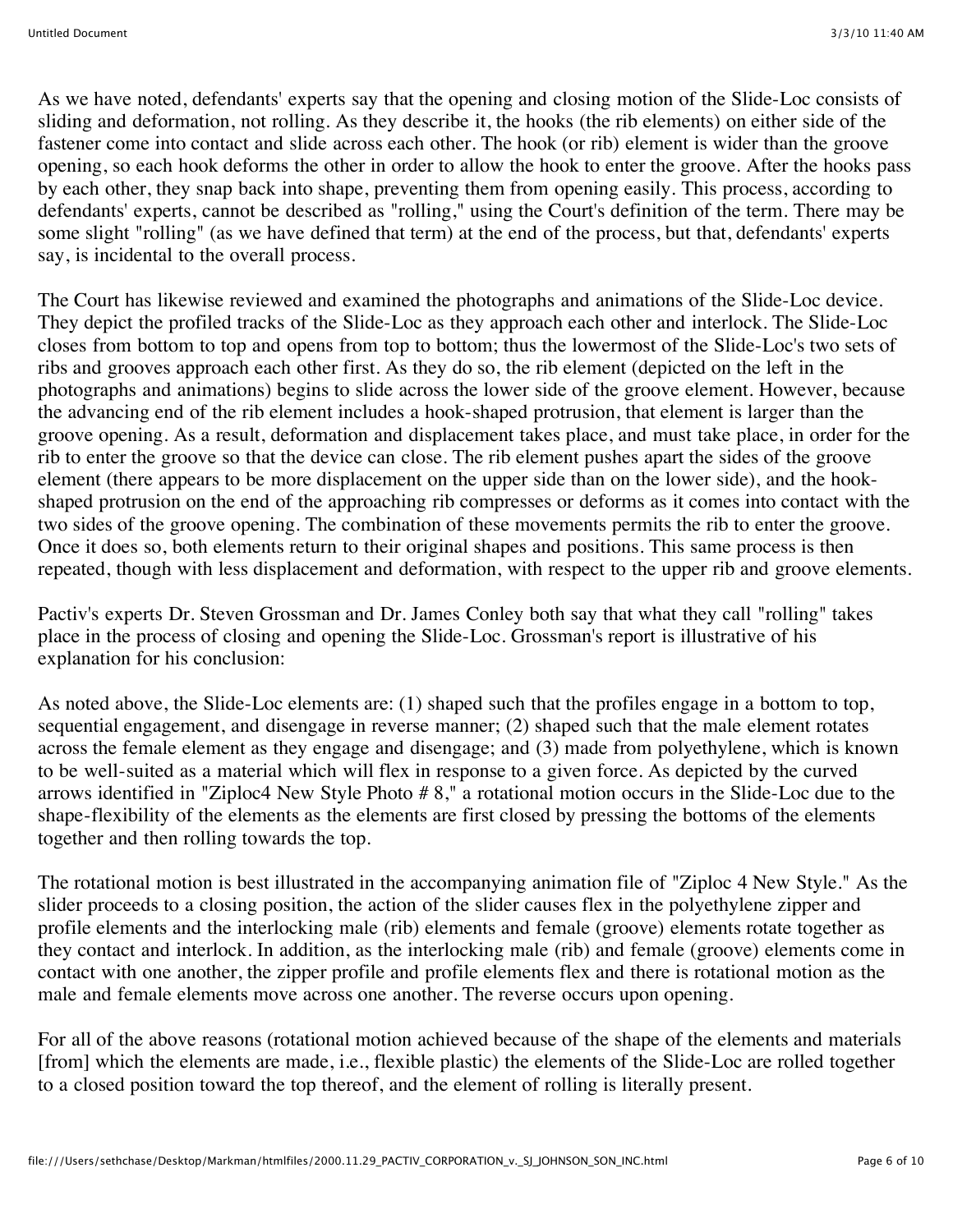As we have noted, defendants' experts say that the opening and closing motion of the Slide-Loc consists of sliding and deformation, not rolling. As they describe it, the hooks (the rib elements) on either side of the fastener come into contact and slide across each other. The hook (or rib) element is wider than the groove opening, so each hook deforms the other in order to allow the hook to enter the groove. After the hooks pass by each other, they snap back into shape, preventing them from opening easily. This process, according to defendants' experts, cannot be described as "rolling," using the Court's definition of the term. There may be some slight "rolling" (as we have defined that term) at the end of the process, but that, defendants' experts say, is incidental to the overall process.

The Court has likewise reviewed and examined the photographs and animations of the Slide-Loc device. They depict the profiled tracks of the Slide-Loc as they approach each other and interlock. The Slide-Loc closes from bottom to top and opens from top to bottom; thus the lowermost of the Slide-Loc's two sets of ribs and grooves approach each other first. As they do so, the rib element (depicted on the left in the photographs and animations) begins to slide across the lower side of the groove element. However, because the advancing end of the rib element includes a hook-shaped protrusion, that element is larger than the groove opening. As a result, deformation and displacement takes place, and must take place, in order for the rib to enter the groove so that the device can close. The rib element pushes apart the sides of the groove element (there appears to be more displacement on the upper side than on the lower side), and the hook-shaped protrusion on the end of the approaching rib compresses or deforms as it comes into contact with the two sides of the groove opening. The combination of these movements permits the rib to enter the groove. Once it does so, both elements return to their original shapes and positions. This same process is then repeated, though with less displacement and deformation, with respect to the upper rib and groove elements.

Pactiv's experts Dr. Steven Grossman and Dr. James Conley both say that what they call "rolling" takes place in the process of closing and opening the Slide-Loc. Grossman's report is illustrative of his explanation for his conclusion:

As noted above, the Slide-Loc elements are: (1) shaped such that the profiles engage in a bottom to top, sequential engagement, and disengage in reverse manner; (2) shaped such that the male element rotates across the female element as they engage and disengage; and (3) made from polyethylene, which is known to be well-suited as a material which will flex in response to a given force. As depicted by the curved arrows identified in "Ziploc4 New Style Photo # 8," a rotational motion occurs in the Slide-Loc due to the shape-flexibility of the elements as the elements are first closed by pressing the bottoms of the elements together and then rolling towards the top.

The rotational motion is best illustrated in the accompanying animation file of "Ziploc 4 New Style." As the slider proceeds to a closing position, the action of the slider causes flex in the polyethylene zipper and profile elements and the interlocking male (rib) elements and female (groove) elements rotate together as they contact and interlock. In addition, as the interlocking male (rib) and female (groove) elements come in contact with one another, the zipper profile and profile elements flex and there is rotational motion as the male and female elements move across one another. The reverse occurs upon opening.

For all of the above reasons (rotational motion achieved because of the shape of the elements and materials [from] which the elements are made, i.e., flexible plastic) the elements of the Slide-Loc are rolled together to a closed position toward the top thereof, and the element of rolling is literally present.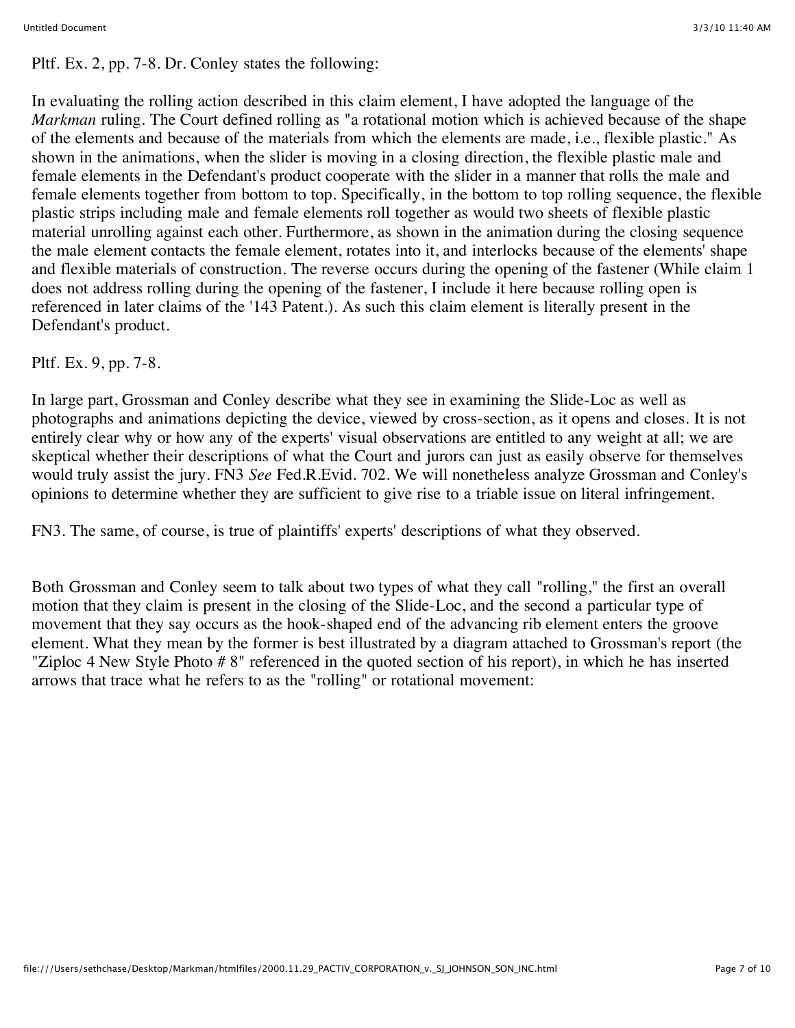Pltf. Ex. 2, pp. 7-8. Dr. Conley states the following:

In evaluating the rolling action described in this claim element, I have adopted the language of the *Markman* ruling. The Court defined rolling as "a rotational motion which is achieved because of the shape of the elements and because of the materials from which the elements are made, i.e., flexible plastic." As shown in the animations, when the slider is moving in a closing direction, the flexible plastic male and female elements in the Defendant's product cooperate with the slider in a manner that rolls the male and female elements together from bottom to top. Specifically, in the bottom to top rolling sequence, the flexible plastic strips including male and female elements roll together as would two sheets of flexible plastic material unrolling against each other. Furthermore, as shown in the animation during the closing sequence the male element contacts the female element, rotates into it, and interlocks because of the elements' shape and flexible materials of construction. The reverse occurs during the opening of the fastener (While claim 1 does not address rolling during the opening of the fastener, I include it here because rolling open is referenced in later claims of the '143 Patent.). As such this claim element is literally present in the Defendant's product.

Pltf. Ex. 9, pp. 7-8.

In large part, Grossman and Conley describe what they see in examining the Slide-Loc as well as photographs and animations depicting the device, viewed by cross-section, as it opens and closes. It is not entirely clear why or how any of the experts' visual observations are entitled to any weight at all; we are skeptical whether their descriptions of what the Court and jurors can just as easily observe for themselves would truly assist the jury. FN3 *See* Fed.R.Evid. 702. We will nonetheless analyze Grossman and Conley's opinions to determine whether they are sufficient to give rise to a triable issue on literal infringement.

FN3. The same, of course, is true of plaintiffs' experts' descriptions of what they observed.

Both Grossman and Conley seem to talk about two types of what they call "rolling," the first an overall motion that they claim is present in the closing of the Slide-Loc, and the second a particular type of movement that they say occurs as the hook-shaped end of the advancing rib element enters the groove element. What they mean by the former is best illustrated by a diagram attached to Grossman's report (the "Ziploc 4 New Style Photo # 8" referenced in the quoted section of his report), in which he has inserted arrows that trace what he refers to as the "rolling" or rotational movement: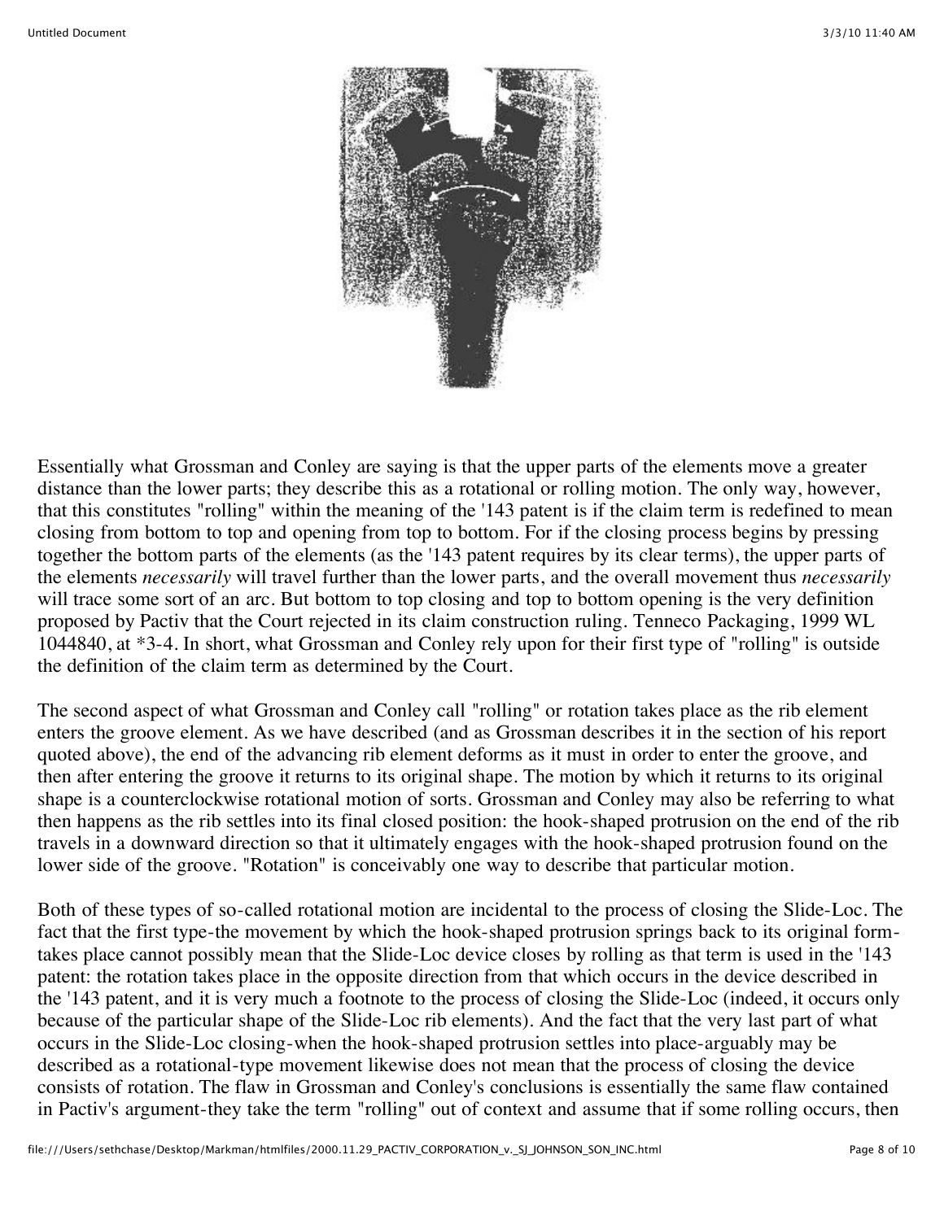Essentially what Grossman and Conley are saying is that the upper parts of the elements move a greater distance than the lower parts; they describe this as a rotational or rolling motion. The only way, however, that this constitutes "rolling" within the meaning of the '143 patent is if the claim term is redefined to mean closing from bottom to top and opening from top to bottom. For if the closing process begins by pressing together the bottom parts of the elements (as the '143 patent requires by its clear terms), the upper parts of the elements *necessarily* will travel further than the lower parts, and the overall movement thus *necessarily* will trace some sort of an arc. But bottom to top closing and top to bottom opening is the very definition proposed by Pactiv that the Court rejected in its claim construction ruling. Tenneco Packaging, 1999 WL 1044840, at *3-4. In short, what Grossman and Conley rely upon for their first type of "rolling" is outside the definition of the claim term as determined by the Court.

The second aspect of what Grossman and Conley call "rolling" or rotation takes place as the rib element enters the groove element. As we have described (and as Grossman describes it in the section of his report quoted above), the end of the advancing rib element deforms as it must in order to enter the groove, and then after entering the groove it returns to its original shape. The motion by which it returns to its original shape is a counterclockwise rotational motion of sorts. Grossman and Conley may also be referring to what then happens as the rib settles into its final closed position: the hook-shaped protrusion on the end of the rib travels in a downward direction so that it ultimately engages with the hook-shaped protrusion found on the lower side of the groove. "Rotation" is conceivably one way to describe that particular motion.

Both of these types of so-called rotational motion are incidental to the process of closing the Slide-Loc. The fact that the first type-the movement by which the hook-shaped protrusion springs back to its original form-takes place cannot possibly mean that the Slide-Loc device closes by rolling as that term is used in the '143 patent: the rotation takes place in the opposite direction from that which occurs in the device described in the '143 patent, and it is very much a footnote to the process of closing the Slide-Loc (indeed, it occurs only because of the particular shape of the Slide-Loc rib elements). And the fact that the very last part of what occurs in the Slide-Loc closing-when the hook-shaped protrusion settles into place-arguably may be described as a rotational-type movement likewise does not mean that the process of closing the device consists of rotation. The flaw in Grossman and Conley's conclusions is essentially the same flaw contained in Pactiv's argument-they take the term "rolling" out of context and assume that if some rolling occurs, then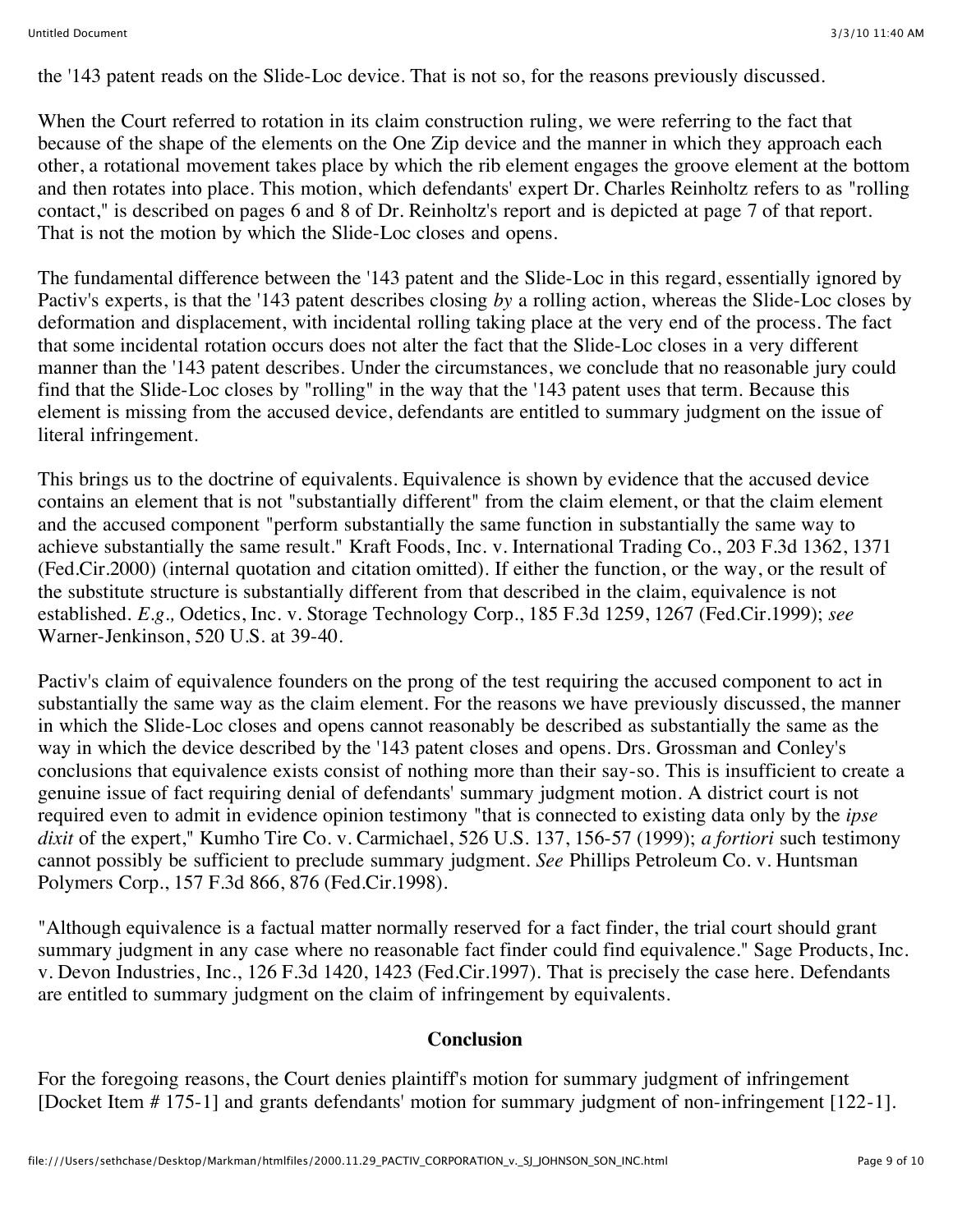the '143 patent reads on the Slide-Loc device. That is not so, for the reasons previously discussed.

When the Court referred to rotation in its claim construction ruling, we were referring to the fact that because of the shape of the elements on the One Zip device and the manner in which they approach each other, a rotational movement takes place by which the rib element engages the groove element at the bottom and then rotates into place. This motion, which defendants' expert Dr. Charles Reinholtz refers to as "rolling contact," is described on pages 6 and 8 of Dr. Reinholtz's report and is depicted at page 7 of that report. That is not the motion by which the Slide-Loc closes and opens.

The fundamental difference between the '143 patent and the Slide-Loc in this regard, essentially ignored by Pactiv's experts, is that the '143 patent describes closing *by* a rolling action, whereas the Slide-Loc closes by deformation and displacement, with incidental rolling taking place at the very end of the process. The fact that some incidental rotation occurs does not alter the fact that the Slide-Loc closes in a very different manner than the '143 patent describes. Under the circumstances, we conclude that no reasonable jury could find that the Slide-Loc closes by "rolling" in the way that the '143 patent uses that term. Because this element is missing from the accused device, defendants are entitled to summary judgment on the issue of literal infringement.

This brings us to the doctrine of equivalents. Equivalence is shown by evidence that the accused device contains an element that is not "substantially different" from the claim element, or that the claim element and the accused component "perform substantially the same function in substantially the same way to achieve substantially the same result." Kraft Foods, Inc. v. International Trading Co., 203 F.3d 1362, 1371 (Fed.Cir.2000) (internal quotation and citation omitted). If either the function, or the way, or the result of the substitute structure is substantially different from that described in the claim, equivalence is not established. *E.g.,* Odetics, Inc. v. Storage Technology Corp., 185 F.3d 1259, 1267 (Fed.Cir.1999); *see* Warner-Jenkinson, 520 U.S. at 39-40.

Pactiv's claim of equivalence founders on the prong of the test requiring the accused component to act in substantially the same way as the claim element. For the reasons we have previously discussed, the manner in which the Slide-Loc closes and opens cannot reasonably be described as substantially the same as the way in which the device described by the '143 patent closes and opens. Drs. Grossman and Conley's conclusions that equivalence exists consist of nothing more than their say-so. This is insufficient to create a genuine issue of fact requiring denial of defendants' summary judgment motion. A district court is not required even to admit in evidence opinion testimony "that is connected to existing data only by the *ipse dixit* of the expert," Kumho Tire Co. v. Carmichael, 526 U.S. 137, 156-57 (1999); *a fortiori* such testimony cannot possibly be sufficient to preclude summary judgment. *See* Phillips Petroleum Co. v. Huntsman Polymers Corp., 157 F.3d 866, 876 (Fed.Cir.1998).

"Although equivalence is a factual matter normally reserved for a fact finder, the trial court should grant summary judgment in any case where no reasonable fact finder could find equivalence." Sage Products, Inc. v. Devon Industries, Inc., 126 F.3d 1420, 1423 (Fed.Cir.1997). That is precisely the case here. Defendants are entitled to summary judgment on the claim of infringement by equivalents.

## Conclusion

For the foregoing reasons, the Court denies plaintiff's motion for summary judgment of infringement [Docket Item # 175-1] and grants defendants' motion for summary judgment of non-infringement [122-1].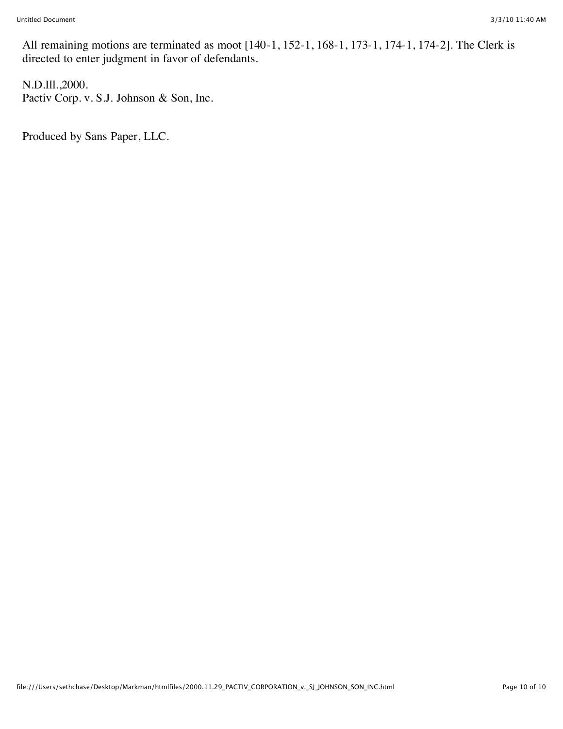All remaining motions are terminated as moot [140-1, 152-1, 168-1, 173-1, 174-1, 174-2]. The Clerk is directed to enter judgment in favor of defendants.

N.D.Ill.,2000.
Pactiv Corp. v. S.J. Johnson & Son, Inc.

Produced by Sans Paper, LLC.